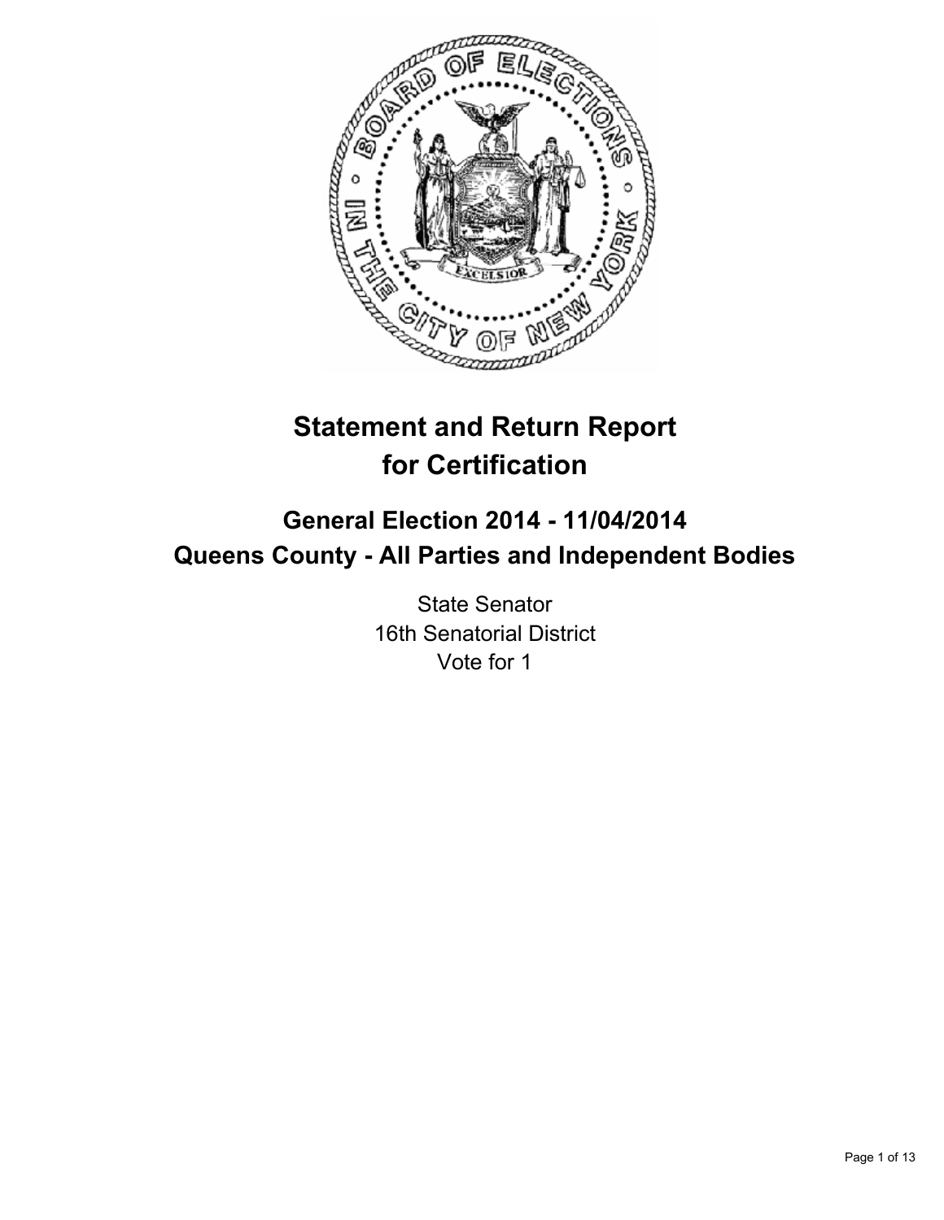# Statement and Return Report for Certification

## General Election 2014 - 11/04/2014
## Queens County - All Parties and Independent Bodies

State Senator
16th Senatorial District
Vote for 1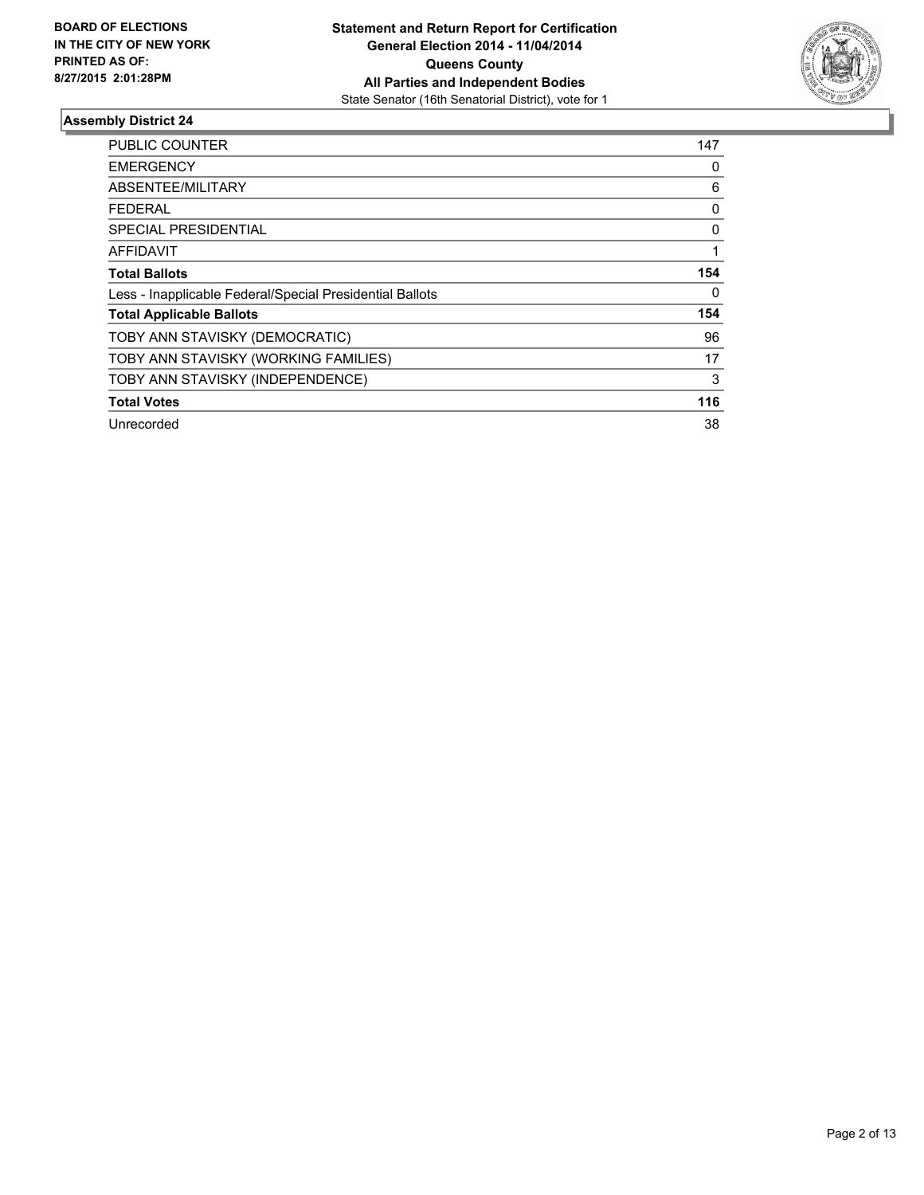**BOARD OF ELECTIONS IN THE CITY OF NEW YORK PRINTED AS OF: 8/27/2015 2:01:28PM**

**Statement and Return Report for Certification General Election 2014 - 11/04/2014 Queens County All Parties and Independent Bodies**

State Senator (16th Senatorial District), vote for 1

## Assembly District 24

| | |
|---|---|
| PUBLIC COUNTER | 147 |
| EMERGENCY | 0 |
| ABSENTEE/MILITARY | 6 |
| FEDERAL | 0 |
| SPECIAL PRESIDENTIAL | 0 |
| AFFIDAVIT | 1 |
| **Total Ballots** | **154** |
| Less - Inapplicable Federal/Special Presidential Ballots | 0 |
| **Total Applicable Ballots** | **154** |
| TOBY ANN STAVISKY (DEMOCRATIC) | 96 |
| TOBY ANN STAVISKY (WORKING FAMILIES) | 17 |
| TOBY ANN STAVISKY (INDEPENDENCE) | 3 |
| **Total Votes** | **116** |
| Unrecorded | 38 |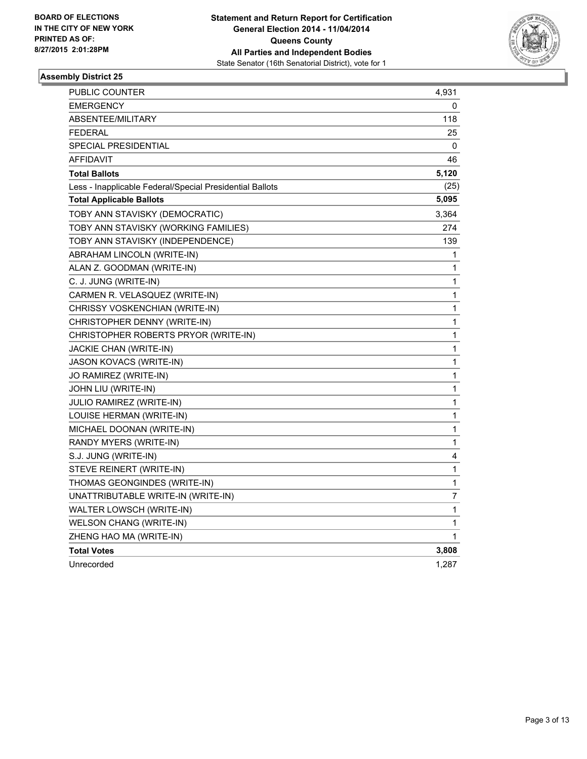BOARD OF ELECTIONS
IN THE CITY OF NEW YORK
PRINTED AS OF:
8/27/2015 2:01:28PM

**Statement and Return Report for Certification**
**General Election 2014 - 11/04/2014**
**Queens County**
**All Parties and Independent Bodies**
State Senator (16th Senatorial District), vote for 1

### Assembly District 25

| | |
|---|---|
| PUBLIC COUNTER | 4,931 |
| EMERGENCY | 0 |
| ABSENTEE/MILITARY | 118 |
| FEDERAL | 25 |
| SPECIAL PRESIDENTIAL | 0 |
| AFFIDAVIT | 46 |
| **Total Ballots** | **5,120** |
| Less - Inapplicable Federal/Special Presidential Ballots | (25) |
| **Total Applicable Ballots** | **5,095** |
| TOBY ANN STAVISKY (DEMOCRATIC) | 3,364 |
| TOBY ANN STAVISKY (WORKING FAMILIES) | 274 |
| TOBY ANN STAVISKY (INDEPENDENCE) | 139 |
| ABRAHAM LINCOLN (WRITE-IN) | 1 |
| ALAN Z. GOODMAN (WRITE-IN) | 1 |
| C. J. JUNG (WRITE-IN) | 1 |
| CARMEN R. VELASQUEZ (WRITE-IN) | 1 |
| CHRISSY VOSKENCHIAN (WRITE-IN) | 1 |
| CHRISTOPHER DENNY (WRITE-IN) | 1 |
| CHRISTOPHER ROBERTS PRYOR (WRITE-IN) | 1 |
| JACKIE CHAN (WRITE-IN) | 1 |
| JASON KOVACS (WRITE-IN) | 1 |
| JO RAMIREZ (WRITE-IN) | 1 |
| JOHN LIU (WRITE-IN) | 1 |
| JULIO RAMIREZ (WRITE-IN) | 1 |
| LOUISE HERMAN (WRITE-IN) | 1 |
| MICHAEL DOONAN (WRITE-IN) | 1 |
| RANDY MYERS (WRITE-IN) | 1 |
| S.J. JUNG (WRITE-IN) | 4 |
| STEVE REINERT (WRITE-IN) | 1 |
| THOMAS GEONGINDES (WRITE-IN) | 1 |
| UNATTRIBUTABLE WRITE-IN (WRITE-IN) | 7 |
| WALTER LOWSCH (WRITE-IN) | 1 |
| WELSON CHANG (WRITE-IN) | 1 |
| ZHENG HAO MA (WRITE-IN) | 1 |
| **Total Votes** | **3,808** |
| Unrecorded | 1,287 |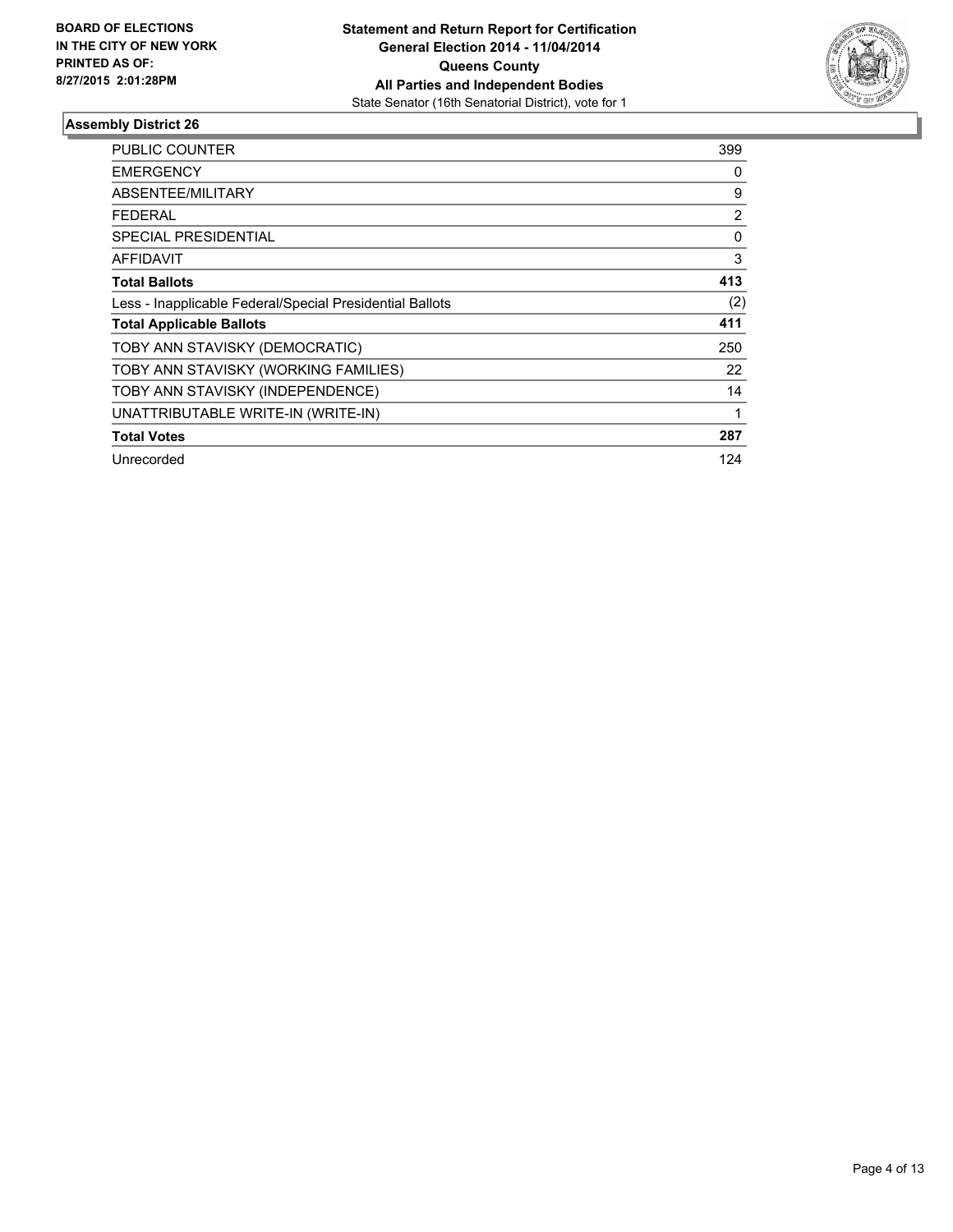**BOARD OF ELECTIONS IN THE CITY OF NEW YORK PRINTED AS OF: 8/27/2015 2:01:28PM**

**Statement and Return Report for Certification**
**General Election 2014 - 11/04/2014**
**Queens County**
**All Parties and Independent Bodies**
State Senator (16th Senatorial District), vote for 1

### Assembly District 26

| | |
|---|---|
| PUBLIC COUNTER | 399 |
| EMERGENCY | 0 |
| ABSENTEE/MILITARY | 9 |
| FEDERAL | 2 |
| SPECIAL PRESIDENTIAL | 0 |
| AFFIDAVIT | 3 |
| **Total Ballots** | **413** |
| Less - Inapplicable Federal/Special Presidential Ballots | (2) |
| **Total Applicable Ballots** | **411** |
| TOBY ANN STAVISKY (DEMOCRATIC) | 250 |
| TOBY ANN STAVISKY (WORKING FAMILIES) | 22 |
| TOBY ANN STAVISKY (INDEPENDENCE) | 14 |
| UNATTRIBUTABLE WRITE-IN (WRITE-IN) | 1 |
| **Total Votes** | **287** |
| Unrecorded | 124 |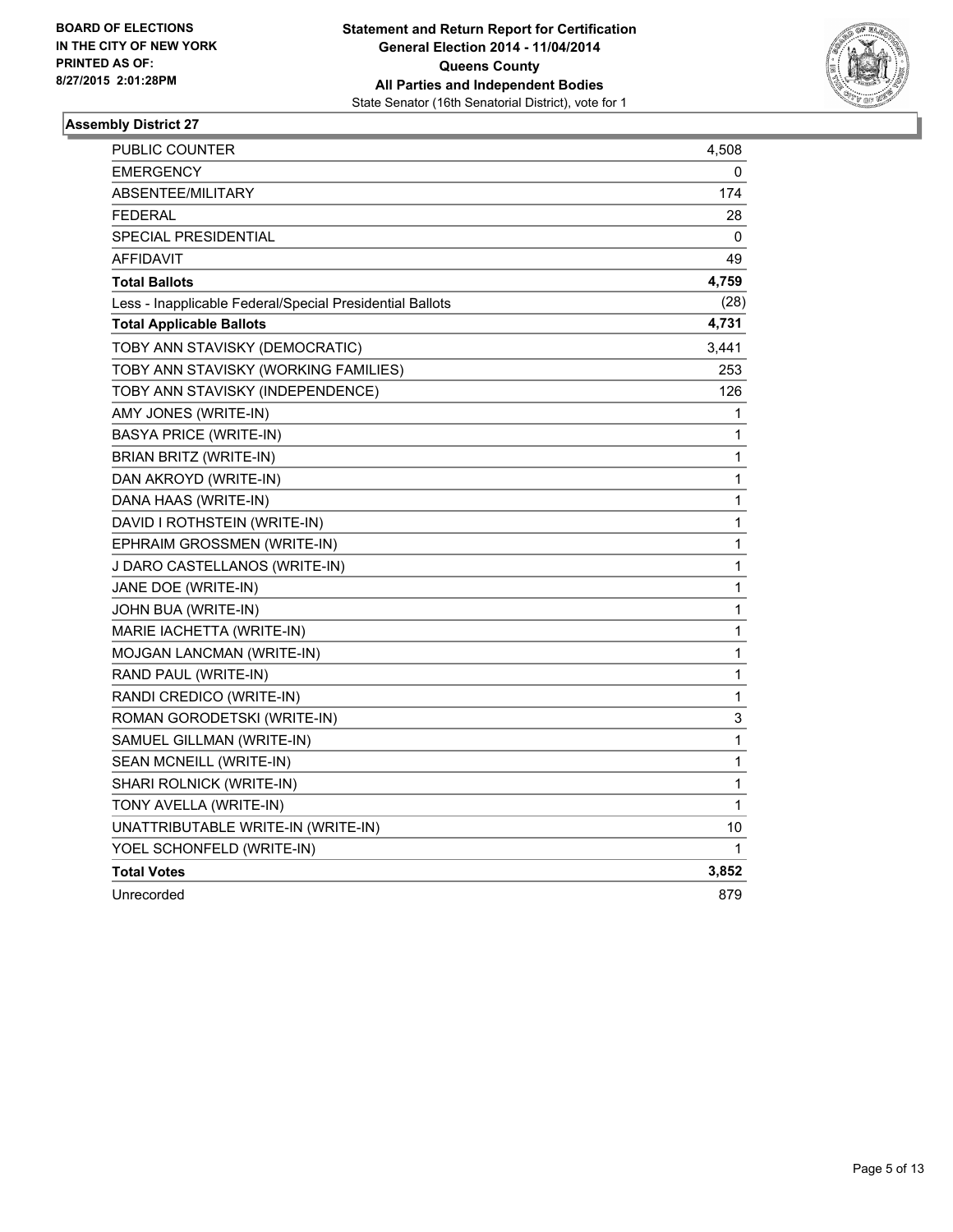**BOARD OF ELECTIONS**
**IN THE CITY OF NEW YORK**
**PRINTED AS OF:**
**8/27/2015 2:01:28PM**

**Statement and Return Report for Certification**
**General Election 2014 - 11/04/2014**
**Queens County**
**All Parties and Independent Bodies**
State Senator (16th Senatorial District), vote for 1

### Assembly District 27

| | |
|---|---|
| PUBLIC COUNTER | 4,508 |
| EMERGENCY | 0 |
| ABSENTEE/MILITARY | 174 |
| FEDERAL | 28 |
| SPECIAL PRESIDENTIAL | 0 |
| AFFIDAVIT | 49 |
| **Total Ballots** | **4,759** |
| Less - Inapplicable Federal/Special Presidential Ballots | (28) |
| **Total Applicable Ballots** | **4,731** |
| TOBY ANN STAVISKY (DEMOCRATIC) | 3,441 |
| TOBY ANN STAVISKY (WORKING FAMILIES) | 253 |
| TOBY ANN STAVISKY (INDEPENDENCE) | 126 |
| AMY JONES (WRITE-IN) | 1 |
| BASYA PRICE (WRITE-IN) | 1 |
| BRIAN BRITZ (WRITE-IN) | 1 |
| DAN AKROYD (WRITE-IN) | 1 |
| DANA HAAS (WRITE-IN) | 1 |
| DAVID I ROTHSTEIN (WRITE-IN) | 1 |
| EPHRAIM GROSSMEN (WRITE-IN) | 1 |
| J DARO CASTELLANOS (WRITE-IN) | 1 |
| JANE DOE (WRITE-IN) | 1 |
| JOHN BUA (WRITE-IN) | 1 |
| MARIE IACHETTA (WRITE-IN) | 1 |
| MOJGAN LANCMAN (WRITE-IN) | 1 |
| RAND PAUL (WRITE-IN) | 1 |
| RANDI CREDICO (WRITE-IN) | 1 |
| ROMAN GORODETSKI (WRITE-IN) | 3 |
| SAMUEL GILLMAN (WRITE-IN) | 1 |
| SEAN MCNEILL (WRITE-IN) | 1 |
| SHARI ROLNICK (WRITE-IN) | 1 |
| TONY AVELLA (WRITE-IN) | 1 |
| UNATTRIBUTABLE WRITE-IN (WRITE-IN) | 10 |
| YOEL SCHONFELD (WRITE-IN) | 1 |
| **Total Votes** | **3,852** |
| Unrecorded | 879 |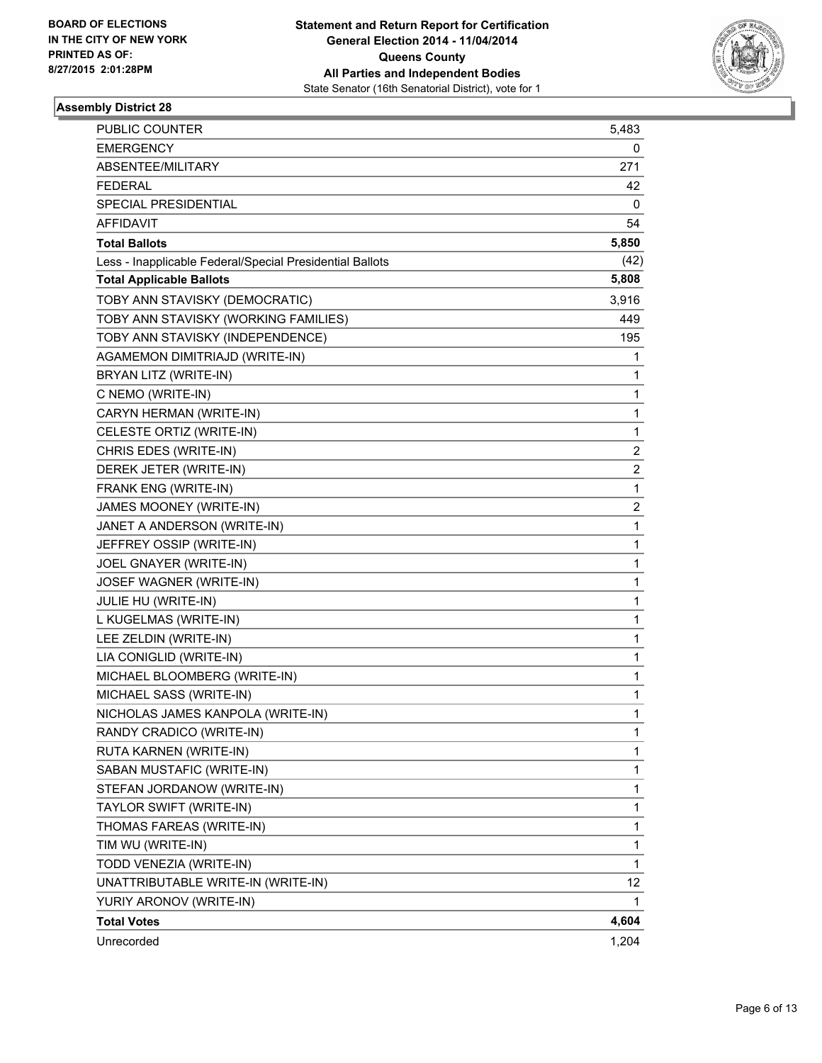**BOARD OF ELECTIONS IN THE CITY OF NEW YORK PRINTED AS OF: 8/27/2015 2:01:28PM**

**Statement and Return Report for Certification General Election 2014 - 11/04/2014 Queens County All Parties and Independent Bodies**

State Senator (16th Senatorial District), vote for 1

## Assembly District 28

| | |
|---|---|
| PUBLIC COUNTER | 5,483 |
| EMERGENCY | 0 |
| ABSENTEE/MILITARY | 271 |
| FEDERAL | 42 |
| SPECIAL PRESIDENTIAL | 0 |
| AFFIDAVIT | 54 |
| **Total Ballots** | **5,850** |
| Less - Inapplicable Federal/Special Presidential Ballots | (42) |
| **Total Applicable Ballots** | **5,808** |
| TOBY ANN STAVISKY (DEMOCRATIC) | 3,916 |
| TOBY ANN STAVISKY (WORKING FAMILIES) | 449 |
| TOBY ANN STAVISKY (INDEPENDENCE) | 195 |
| AGAMEMON DIMITRIAJD (WRITE-IN) | 1 |
| BRYAN LITZ (WRITE-IN) | 1 |
| C NEMO (WRITE-IN) | 1 |
| CARYN HERMAN (WRITE-IN) | 1 |
| CELESTE ORTIZ (WRITE-IN) | 1 |
| CHRIS EDES (WRITE-IN) | 2 |
| DEREK JETER (WRITE-IN) | 2 |
| FRANK ENG (WRITE-IN) | 1 |
| JAMES MOONEY (WRITE-IN) | 2 |
| JANET A ANDERSON (WRITE-IN) | 1 |
| JEFFREY OSSIP (WRITE-IN) | 1 |
| JOEL GNAYER (WRITE-IN) | 1 |
| JOSEF WAGNER (WRITE-IN) | 1 |
| JULIE HU (WRITE-IN) | 1 |
| L KUGELMAS (WRITE-IN) | 1 |
| LEE ZELDIN (WRITE-IN) | 1 |
| LIA CONIGLID (WRITE-IN) | 1 |
| MICHAEL BLOOMBERG (WRITE-IN) | 1 |
| MICHAEL SASS (WRITE-IN) | 1 |
| NICHOLAS JAMES KANPOLA (WRITE-IN) | 1 |
| RANDY CRADICO (WRITE-IN) | 1 |
| RUTA KARNEN (WRITE-IN) | 1 |
| SABAN MUSTAFIC (WRITE-IN) | 1 |
| STEFAN JORDANOW (WRITE-IN) | 1 |
| TAYLOR SWIFT (WRITE-IN) | 1 |
| THOMAS FAREAS (WRITE-IN) | 1 |
| TIM WU (WRITE-IN) | 1 |
| TODD VENEZIA (WRITE-IN) | 1 |
| UNATTRIBUTABLE WRITE-IN (WRITE-IN) | 12 |
| YURIY ARONOV (WRITE-IN) | 1 |
| **Total Votes** | **4,604** |
| Unrecorded | 1,204 |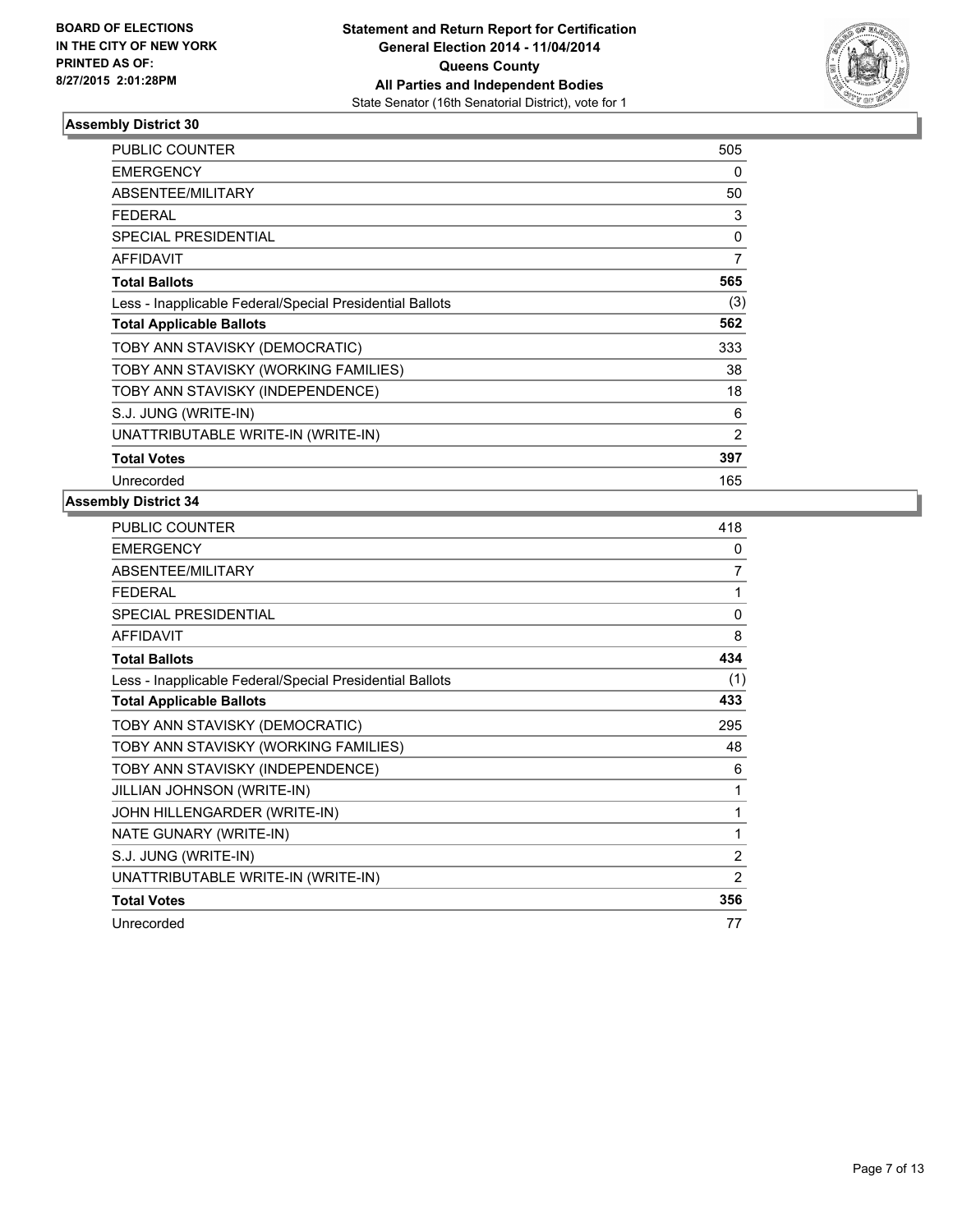**BOARD OF ELECTIONS**
**IN THE CITY OF NEW YORK**
**PRINTED AS OF:**
**8/27/2015 2:01:28PM**

**Statement and Return Report for Certification**
**General Election 2014 - 11/04/2014**
**Queens County**
**All Parties and Independent Bodies**
State Senator (16th Senatorial District), vote for 1

### Assembly District 30

| | |
|---|---|
| PUBLIC COUNTER | 505 |
| EMERGENCY | 0 |
| ABSENTEE/MILITARY | 50 |
| FEDERAL | 3 |
| SPECIAL PRESIDENTIAL | 0 |
| AFFIDAVIT | 7 |
| **Total Ballots** | **565** |
| Less - Inapplicable Federal/Special Presidential Ballots | (3) |
| **Total Applicable Ballots** | **562** |
| TOBY ANN STAVISKY (DEMOCRATIC) | 333 |
| TOBY ANN STAVISKY (WORKING FAMILIES) | 38 |
| TOBY ANN STAVISKY (INDEPENDENCE) | 18 |
| S.J. JUNG (WRITE-IN) | 6 |
| UNATTRIBUTABLE WRITE-IN (WRITE-IN) | 2 |
| **Total Votes** | **397** |
| Unrecorded | 165 |

### Assembly District 34

| | |
|---|---|
| PUBLIC COUNTER | 418 |
| EMERGENCY | 0 |
| ABSENTEE/MILITARY | 7 |
| FEDERAL | 1 |
| SPECIAL PRESIDENTIAL | 0 |
| AFFIDAVIT | 8 |
| **Total Ballots** | **434** |
| Less - Inapplicable Federal/Special Presidential Ballots | (1) |
| **Total Applicable Ballots** | **433** |
| TOBY ANN STAVISKY (DEMOCRATIC) | 295 |
| TOBY ANN STAVISKY (WORKING FAMILIES) | 48 |
| TOBY ANN STAVISKY (INDEPENDENCE) | 6 |
| JILLIAN JOHNSON (WRITE-IN) | 1 |
| JOHN HILLENGARDER (WRITE-IN) | 1 |
| NATE GUNARY (WRITE-IN) | 1 |
| S.J. JUNG (WRITE-IN) | 2 |
| UNATTRIBUTABLE WRITE-IN (WRITE-IN) | 2 |
| **Total Votes** | **356** |
| Unrecorded | 77 |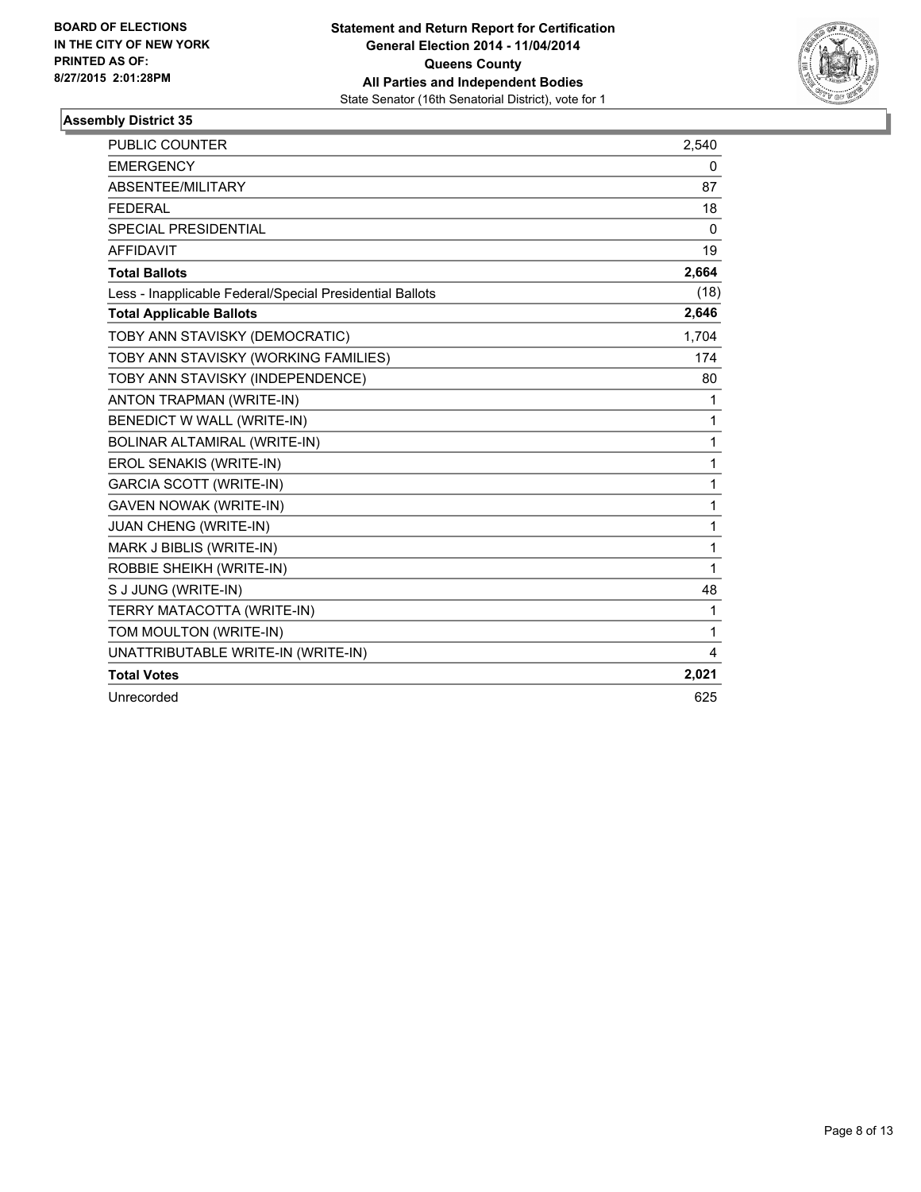BOARD OF ELECTIONS
IN THE CITY OF NEW YORK
PRINTED AS OF:
8/27/2015 2:01:28PM

**Statement and Return Report for Certification**
**General Election 2014 - 11/04/2014**
**Queens County**
**All Parties and Independent Bodies**
State Senator (16th Senatorial District), vote for 1

### Assembly District 35

| | |
|---|---|
| PUBLIC COUNTER | 2,540 |
| EMERGENCY | 0 |
| ABSENTEE/MILITARY | 87 |
| FEDERAL | 18 |
| SPECIAL PRESIDENTIAL | 0 |
| AFFIDAVIT | 19 |
| **Total Ballots** | **2,664** |
| Less - Inapplicable Federal/Special Presidential Ballots | (18) |
| **Total Applicable Ballots** | **2,646** |
| TOBY ANN STAVISKY (DEMOCRATIC) | 1,704 |
| TOBY ANN STAVISKY (WORKING FAMILIES) | 174 |
| TOBY ANN STAVISKY (INDEPENDENCE) | 80 |
| ANTON TRAPMAN (WRITE-IN) | 1 |
| BENEDICT W WALL (WRITE-IN) | 1 |
| BOLINAR ALTAMIRAL (WRITE-IN) | 1 |
| EROL SENAKIS (WRITE-IN) | 1 |
| GARCIA SCOTT (WRITE-IN) | 1 |
| GAVEN NOWAK (WRITE-IN) | 1 |
| JUAN CHENG (WRITE-IN) | 1 |
| MARK J BIBLIS (WRITE-IN) | 1 |
| ROBBIE SHEIKH (WRITE-IN) | 1 |
| S J JUNG (WRITE-IN) | 48 |
| TERRY MATACOTTA (WRITE-IN) | 1 |
| TOM MOULTON (WRITE-IN) | 1 |
| UNATTRIBUTABLE WRITE-IN (WRITE-IN) | 4 |
| **Total Votes** | **2,021** |
| Unrecorded | 625 |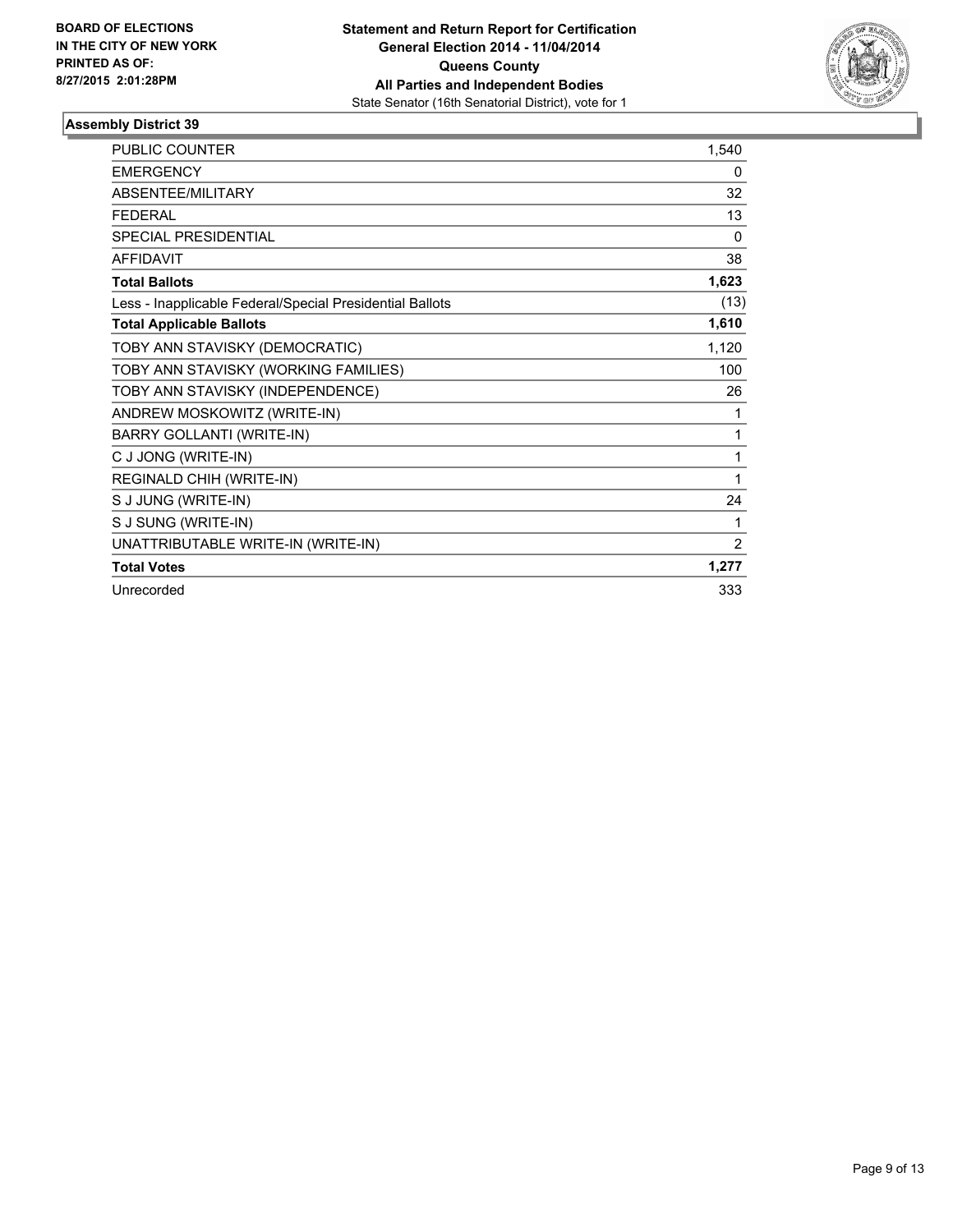**BOARD OF ELECTIONS**
**IN THE CITY OF NEW YORK**
**PRINTED AS OF:**
**8/27/2015 2:01:28PM**

**Statement and Return Report for Certification**
**General Election 2014 - 11/04/2014**
**Queens County**
**All Parties and Independent Bodies**
State Senator (16th Senatorial District), vote for 1

### Assembly District 39

| | |
|---|---|
| PUBLIC COUNTER | 1,540 |
| EMERGENCY | 0 |
| ABSENTEE/MILITARY | 32 |
| FEDERAL | 13 |
| SPECIAL PRESIDENTIAL | 0 |
| AFFIDAVIT | 38 |
| **Total Ballots** | **1,623** |
| Less - Inapplicable Federal/Special Presidential Ballots | (13) |
| **Total Applicable Ballots** | **1,610** |
| TOBY ANN STAVISKY (DEMOCRATIC) | 1,120 |
| TOBY ANN STAVISKY (WORKING FAMILIES) | 100 |
| TOBY ANN STAVISKY (INDEPENDENCE) | 26 |
| ANDREW MOSKOWITZ (WRITE-IN) | 1 |
| BARRY GOLLANTI (WRITE-IN) | 1 |
| C J JONG (WRITE-IN) | 1 |
| REGINALD CHIH (WRITE-IN) | 1 |
| S J JUNG (WRITE-IN) | 24 |
| S J SUNG (WRITE-IN) | 1 |
| UNATTRIBUTABLE WRITE-IN (WRITE-IN) | 2 |
| **Total Votes** | **1,277** |
| Unrecorded | 333 |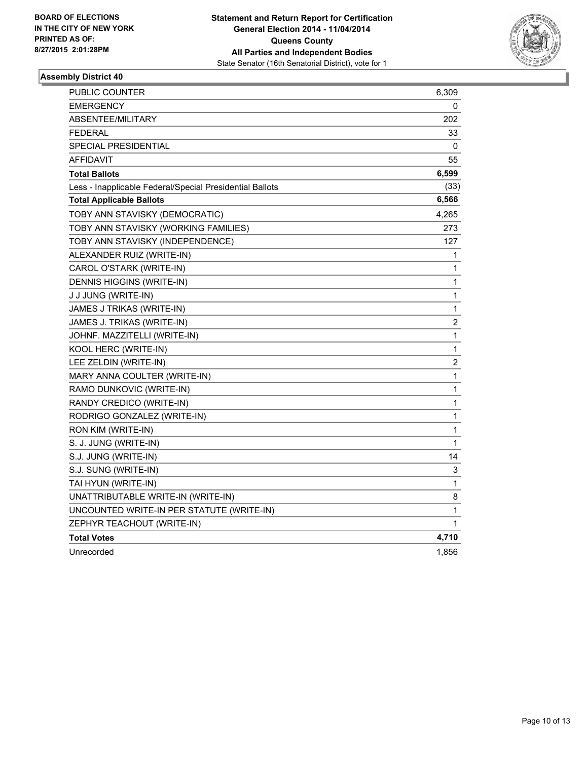**BOARD OF ELECTIONS IN THE CITY OF NEW YORK PRINTED AS OF: 8/27/2015 2:01:28PM**

**Statement and Return Report for Certification**
**General Election 2014 - 11/04/2014**
**Queens County**
**All Parties and Independent Bodies**
State Senator (16th Senatorial District), vote for 1

### Assembly District 40

| | |
|---|---|
| PUBLIC COUNTER | 6,309 |
| EMERGENCY | 0 |
| ABSENTEE/MILITARY | 202 |
| FEDERAL | 33 |
| SPECIAL PRESIDENTIAL | 0 |
| AFFIDAVIT | 55 |
| **Total Ballots** | **6,599** |
| Less - Inapplicable Federal/Special Presidential Ballots | (33) |
| **Total Applicable Ballots** | **6,566** |
| TOBY ANN STAVISKY (DEMOCRATIC) | 4,265 |
| TOBY ANN STAVISKY (WORKING FAMILIES) | 273 |
| TOBY ANN STAVISKY (INDEPENDENCE) | 127 |
| ALEXANDER RUIZ (WRITE-IN) | 1 |
| CAROL O'STARK (WRITE-IN) | 1 |
| DENNIS HIGGINS (WRITE-IN) | 1 |
| J J JUNG (WRITE-IN) | 1 |
| JAMES J TRIKAS (WRITE-IN) | 1 |
| JAMES J. TRIKAS (WRITE-IN) | 2 |
| JOHNF. MAZZITELLI (WRITE-IN) | 1 |
| KOOL HERC (WRITE-IN) | 1 |
| LEE ZELDIN (WRITE-IN) | 2 |
| MARY ANNA COULTER (WRITE-IN) | 1 |
| RAMO DUNKOVIC (WRITE-IN) | 1 |
| RANDY CREDICO (WRITE-IN) | 1 |
| RODRIGO GONZALEZ (WRITE-IN) | 1 |
| RON KIM (WRITE-IN) | 1 |
| S. J. JUNG (WRITE-IN) | 1 |
| S.J. JUNG (WRITE-IN) | 14 |
| S.J. SUNG (WRITE-IN) | 3 |
| TAI HYUN (WRITE-IN) | 1 |
| UNATTRIBUTABLE WRITE-IN (WRITE-IN) | 8 |
| UNCOUNTED WRITE-IN PER STATUTE (WRITE-IN) | 1 |
| ZEPHYR TEACHOUT (WRITE-IN) | 1 |
| **Total Votes** | **4,710** |
| Unrecorded | 1,856 |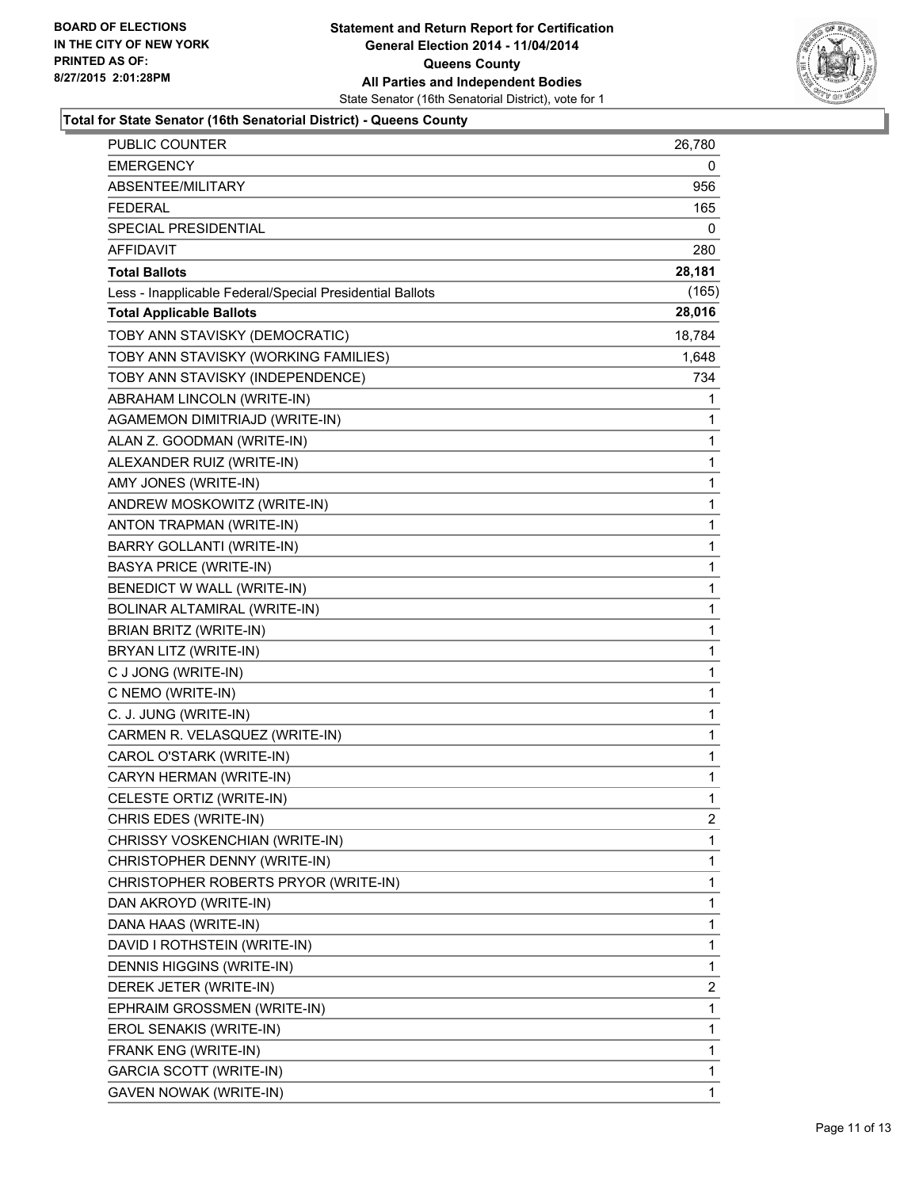BOARD OF ELECTIONS
IN THE CITY OF NEW YORK
PRINTED AS OF:
8/27/2015 2:01:28PM

**Statement and Return Report for Certification**
**General Election 2014 - 11/04/2014**
**Queens County**
**All Parties and Independent Bodies**
State Senator (16th Senatorial District), vote for 1

**Total for State Senator (16th Senatorial District) - Queens County**

| | |
|---|---|
| PUBLIC COUNTER | 26,780 |
| EMERGENCY | 0 |
| ABSENTEE/MILITARY | 956 |
| FEDERAL | 165 |
| SPECIAL PRESIDENTIAL | 0 |
| AFFIDAVIT | 280 |
| **Total Ballots** | **28,181** |
| Less - Inapplicable Federal/Special Presidential Ballots | (165) |
| **Total Applicable Ballots** | **28,016** |
| TOBY ANN STAVISKY (DEMOCRATIC) | 18,784 |
| TOBY ANN STAVISKY (WORKING FAMILIES) | 1,648 |
| TOBY ANN STAVISKY (INDEPENDENCE) | 734 |
| ABRAHAM LINCOLN (WRITE-IN) | 1 |
| AGAMEMON DIMITRIAJD (WRITE-IN) | 1 |
| ALAN Z. GOODMAN (WRITE-IN) | 1 |
| ALEXANDER RUIZ (WRITE-IN) | 1 |
| AMY JONES (WRITE-IN) | 1 |
| ANDREW MOSKOWITZ (WRITE-IN) | 1 |
| ANTON TRAPMAN (WRITE-IN) | 1 |
| BARRY GOLLANTI (WRITE-IN) | 1 |
| BASYA PRICE (WRITE-IN) | 1 |
| BENEDICT W WALL (WRITE-IN) | 1 |
| BOLINAR ALTAMIRAL (WRITE-IN) | 1 |
| BRIAN BRITZ (WRITE-IN) | 1 |
| BRYAN LITZ (WRITE-IN) | 1 |
| C J JONG (WRITE-IN) | 1 |
| C NEMO (WRITE-IN) | 1 |
| C. J. JUNG (WRITE-IN) | 1 |
| CARMEN R. VELASQUEZ (WRITE-IN) | 1 |
| CAROL O'STARK (WRITE-IN) | 1 |
| CARYN HERMAN (WRITE-IN) | 1 |
| CELESTE ORTIZ (WRITE-IN) | 1 |
| CHRIS EDES (WRITE-IN) | 2 |
| CHRISSY VOSKENCHIAN (WRITE-IN) | 1 |
| CHRISTOPHER DENNY (WRITE-IN) | 1 |
| CHRISTOPHER ROBERTS PRYOR (WRITE-IN) | 1 |
| DAN AKROYD (WRITE-IN) | 1 |
| DANA HAAS (WRITE-IN) | 1 |
| DAVID I ROTHSTEIN (WRITE-IN) | 1 |
| DENNIS HIGGINS (WRITE-IN) | 1 |
| DEREK JETER (WRITE-IN) | 2 |
| EPHRAIM GROSSMEN (WRITE-IN) | 1 |
| EROL SENAKIS (WRITE-IN) | 1 |
| FRANK ENG (WRITE-IN) | 1 |
| GARCIA SCOTT (WRITE-IN) | 1 |
| GAVEN NOWAK (WRITE-IN) | 1 |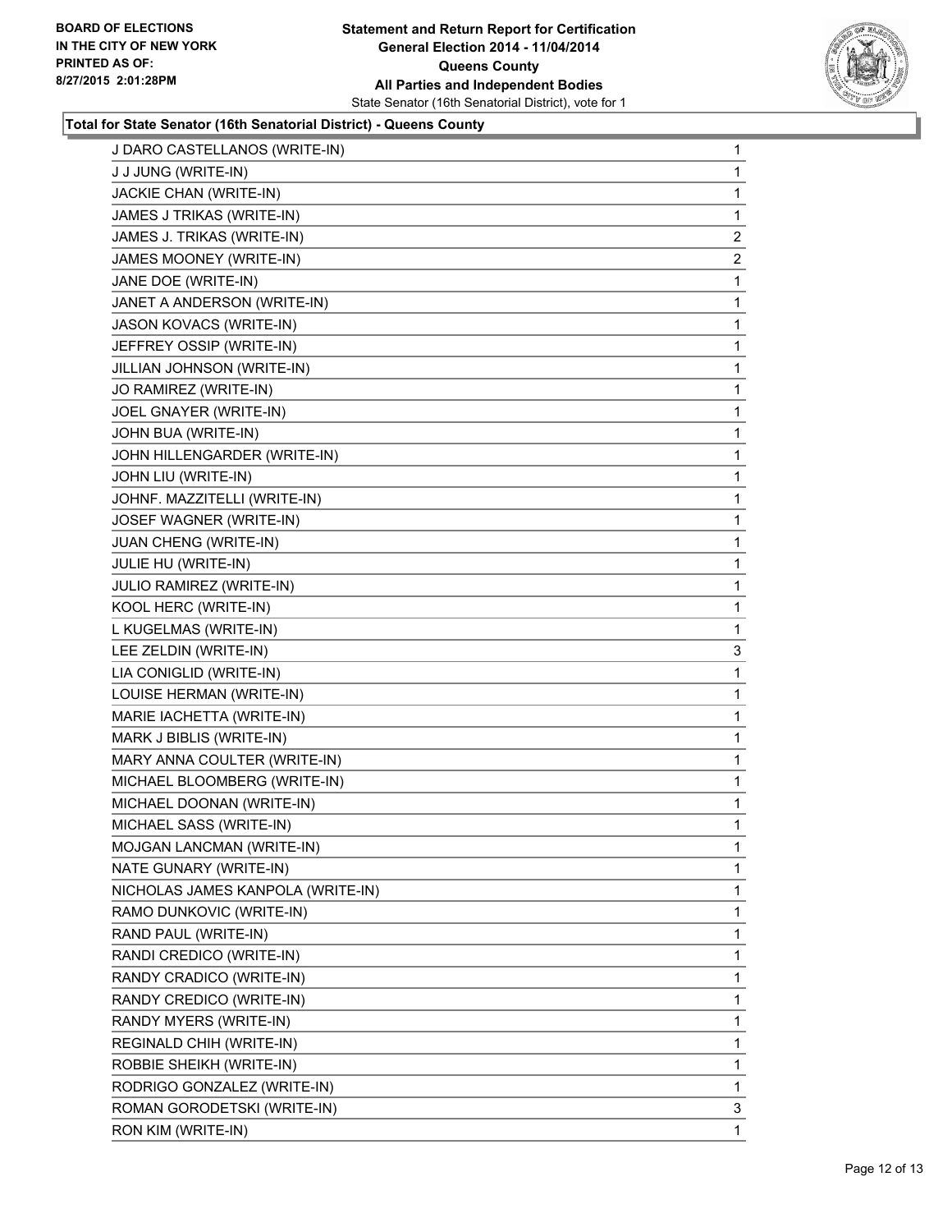**BOARD OF ELECTIONS IN THE CITY OF NEW YORK PRINTED AS OF: 8/27/2015 2:01:28PM**

**Statement and Return Report for Certification General Election 2014 - 11/04/2014 Queens County All Parties and Independent Bodies**

State Senator (16th Senatorial District), vote for 1

### Total for State Senator (16th Senatorial District) - Queens County

| | |
|---|---|
| J DARO CASTELLANOS (WRITE-IN) | 1 |
| J J JUNG (WRITE-IN) | 1 |
| JACKIE CHAN (WRITE-IN) | 1 |
| JAMES J TRIKAS (WRITE-IN) | 1 |
| JAMES J. TRIKAS (WRITE-IN) | 2 |
| JAMES MOONEY (WRITE-IN) | 2 |
| JANE DOE (WRITE-IN) | 1 |
| JANET A ANDERSON (WRITE-IN) | 1 |
| JASON KOVACS (WRITE-IN) | 1 |
| JEFFREY OSSIP (WRITE-IN) | 1 |
| JILLIAN JOHNSON (WRITE-IN) | 1 |
| JO RAMIREZ (WRITE-IN) | 1 |
| JOEL GNAYER (WRITE-IN) | 1 |
| JOHN BUA (WRITE-IN) | 1 |
| JOHN HILLENGARDER (WRITE-IN) | 1 |
| JOHN LIU (WRITE-IN) | 1 |
| JOHNF. MAZZITELLI (WRITE-IN) | 1 |
| JOSEF WAGNER (WRITE-IN) | 1 |
| JUAN CHENG (WRITE-IN) | 1 |
| JULIE HU (WRITE-IN) | 1 |
| JULIO RAMIREZ (WRITE-IN) | 1 |
| KOOL HERC (WRITE-IN) | 1 |
| L KUGELMAS (WRITE-IN) | 1 |
| LEE ZELDIN (WRITE-IN) | 3 |
| LIA CONIGLID (WRITE-IN) | 1 |
| LOUISE HERMAN (WRITE-IN) | 1 |
| MARIE IACHETTA (WRITE-IN) | 1 |
| MARK J BIBLIS (WRITE-IN) | 1 |
| MARY ANNA COULTER (WRITE-IN) | 1 |
| MICHAEL BLOOMBERG (WRITE-IN) | 1 |
| MICHAEL DOONAN (WRITE-IN) | 1 |
| MICHAEL SASS (WRITE-IN) | 1 |
| MOJGAN LANCMAN (WRITE-IN) | 1 |
| NATE GUNARY (WRITE-IN) | 1 |
| NICHOLAS JAMES KANPOLA (WRITE-IN) | 1 |
| RAMO DUNKOVIC (WRITE-IN) | 1 |
| RAND PAUL (WRITE-IN) | 1 |
| RANDI CREDICO (WRITE-IN) | 1 |
| RANDY CRADICO (WRITE-IN) | 1 |
| RANDY CREDICO (WRITE-IN) | 1 |
| RANDY MYERS (WRITE-IN) | 1 |
| REGINALD CHIH (WRITE-IN) | 1 |
| ROBBIE SHEIKH (WRITE-IN) | 1 |
| RODRIGO GONZALEZ (WRITE-IN) | 1 |
| ROMAN GORODETSKI (WRITE-IN) | 3 |
| RON KIM (WRITE-IN) | 1 |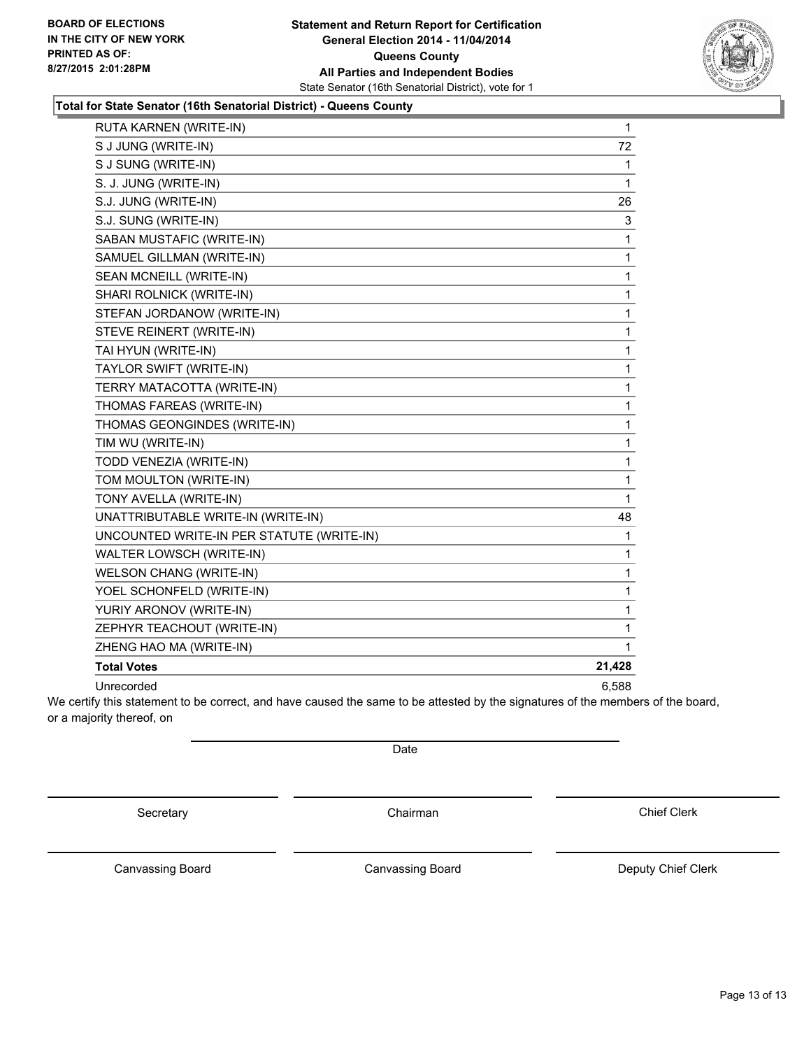**BOARD OF ELECTIONS IN THE CITY OF NEW YORK PRINTED AS OF: 8/27/2015 2:01:28PM**

**Statement and Return Report for Certification General Election 2014 - 11/04/2014 Queens County All Parties and Independent Bodies**

State Senator (16th Senatorial District), vote for 1

**Total for State Senator (16th Senatorial District) - Queens County**

| | |
|---|---|
| RUTA KARNEN (WRITE-IN) | 1 |
| S J JUNG (WRITE-IN) | 72 |
| S J SUNG (WRITE-IN) | 1 |
| S. J. JUNG (WRITE-IN) | 1 |
| S.J. JUNG (WRITE-IN) | 26 |
| S.J. SUNG (WRITE-IN) | 3 |
| SABAN MUSTAFIC (WRITE-IN) | 1 |
| SAMUEL GILLMAN (WRITE-IN) | 1 |
| SEAN MCNEILL (WRITE-IN) | 1 |
| SHARI ROLNICK (WRITE-IN) | 1 |
| STEFAN JORDANOW (WRITE-IN) | 1 |
| STEVE REINERT (WRITE-IN) | 1 |
| TAI HYUN (WRITE-IN) | 1 |
| TAYLOR SWIFT (WRITE-IN) | 1 |
| TERRY MATACOTTA (WRITE-IN) | 1 |
| THOMAS FAREAS (WRITE-IN) | 1 |
| THOMAS GEONGINDES (WRITE-IN) | 1 |
| TIM WU (WRITE-IN) | 1 |
| TODD VENEZIA (WRITE-IN) | 1 |
| TOM MOULTON (WRITE-IN) | 1 |
| TONY AVELLA (WRITE-IN) | 1 |
| UNATTRIBUTABLE WRITE-IN (WRITE-IN) | 48 |
| UNCOUNTED WRITE-IN PER STATUTE (WRITE-IN) | 1 |
| WALTER LOWSCH (WRITE-IN) | 1 |
| WELSON CHANG (WRITE-IN) | 1 |
| YOEL SCHONFELD (WRITE-IN) | 1 |
| YURIY ARONOV (WRITE-IN) | 1 |
| ZEPHYR TEACHOUT (WRITE-IN) | 1 |
| ZHENG HAO MA (WRITE-IN) | 1 |
| **Total Votes** | **21,428** |
| Unrecorded | 6,588 |

We certify this statement to be correct, and have caused the same to be attested by the signatures of the members of the board, or a majority thereof, on

Date

Secretary | Chairman | Chief Clerk

Canvassing Board | Canvassing Board | Deputy Chief Clerk